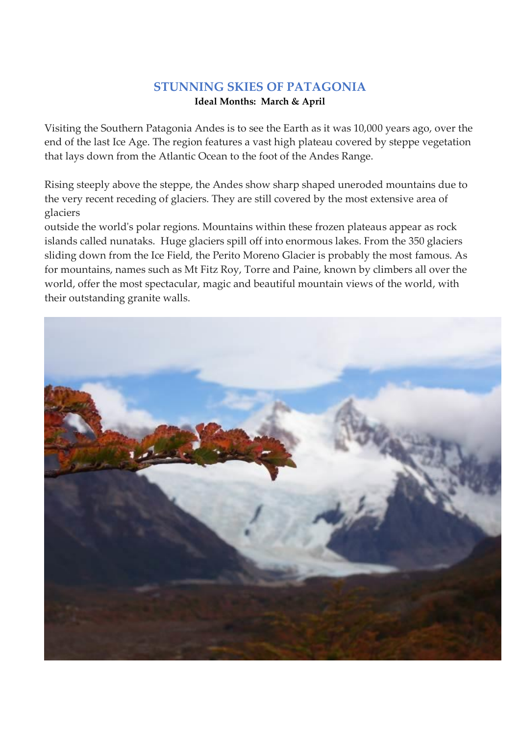# STUNNING SKIES OF PATAGONIA

**Ideal Months: March & April**

Visiting the Southern Patagonia Andes is to see the Earth as it was 10,000 years ago, over the end of the last Ice Age. The region features a vast high plateau covered by steppe vegetation that lays down from the Atlantic Ocean to the foot of the Andes Range.

Rising steeply above the steppe, the Andes show sharp shaped uneroded mountains due to the very recent receding of glaciers. They are still covered by the most extensive area of glaciers outside the world's polar regions. Mountains within these frozen plateaus appear as rock islands called nunataks. Huge glaciers spill off into enormous lakes. From the 350 glaciers sliding down from the Ice Field, the Perito Moreno Glacier is probably the most famous. As for mountains, names such as Mt Fitz Roy, Torre and Paine, known by climbers all over the world, offer the most spectacular, magic and beautiful mountain views of the world, with their outstanding granite walls.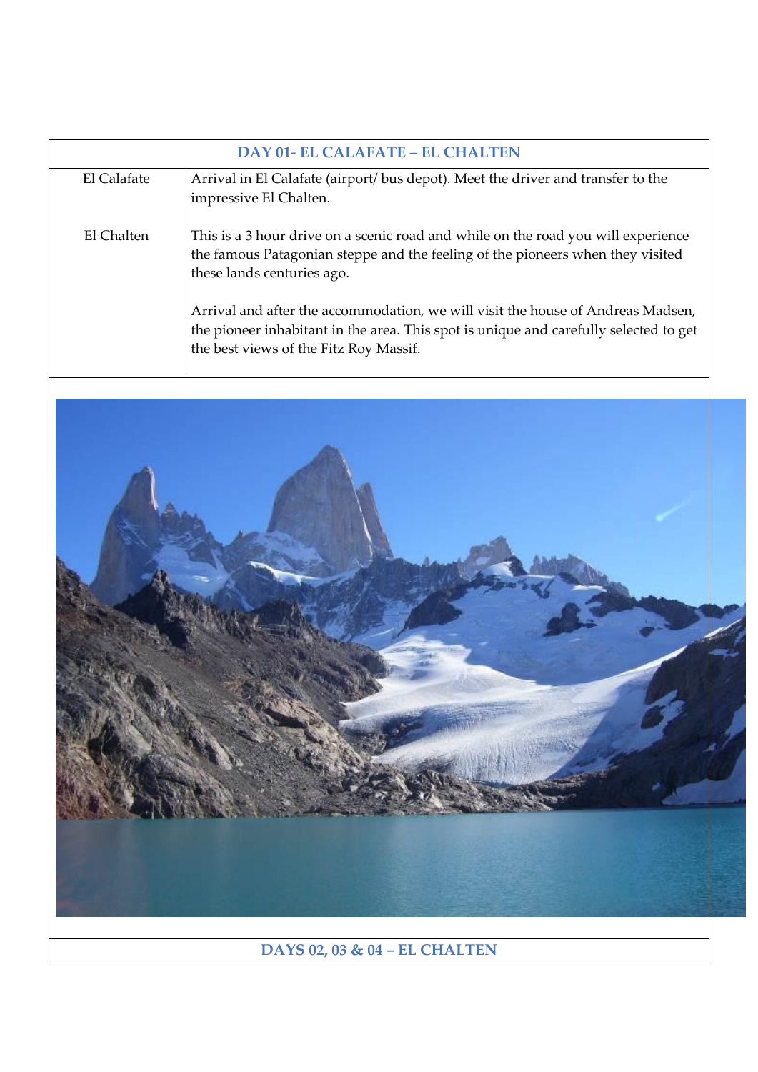| DAY 01- EL CALAFATE – EL CHALTEN | |
|---|---|
| El Calafate | Arrival in El Calafate (airport/ bus depot). Meet the driver and transfer to the impressive El Chalten. |
| El Chalten | This is a 3 hour drive on a scenic road and while on the road you will experience the famous Patagonian steppe and the feeling of the pioneers when they visited these lands centuries ago.<br><br>Arrival and after the accommodation, we will visit the house of Andreas Madsen, the pioneer inhabitant in the area. This spot is unique and carefully selected to get the best views of the Fitz Roy Massif. |

## DAYS 02, 03 & 04 – EL CHALTEN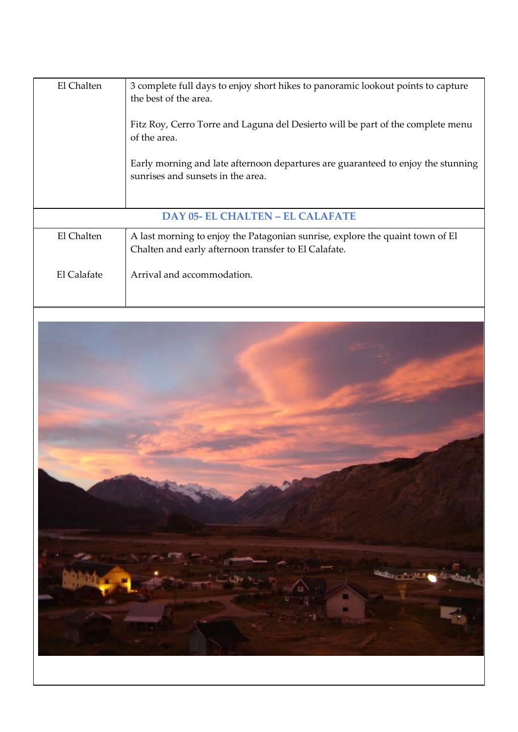| | |
|---|---|
| El Chalten | 3 complete full days to enjoy short hikes to panoramic lookout points to capture the best of the area.<br><br>Fitz Roy, Cerro Torre and Laguna del Desierto will be part of the complete menu of the area.<br><br>Early morning and late afternoon departures are guaranteed to enjoy the stunning sunrises and sunsets in the area. |

## DAY 05- EL CHALTEN – EL CALAFATE

| | |
|---|---|
| El Chalten | A last morning to enjoy the Patagonian sunrise, explore the quaint town of El Chalten and early afternoon transfer to El Calafate. |
| El Calafate | Arrival and accommodation. |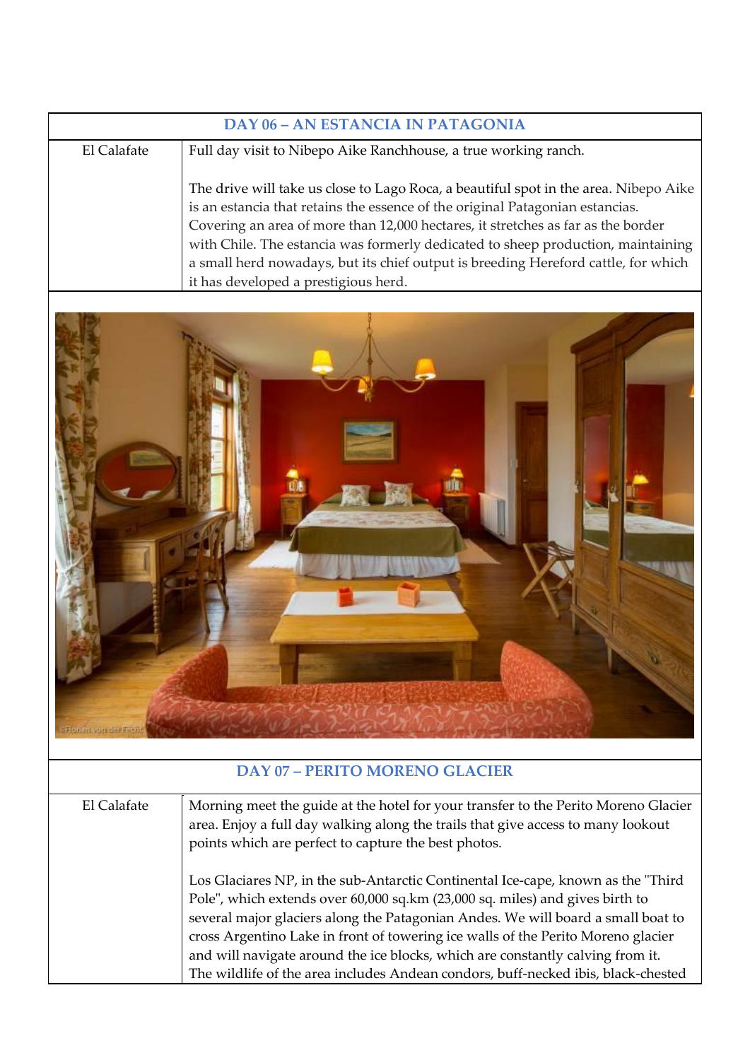| DAY 06 – AN ESTANCIA IN PATAGONIA | |
|---|---|
| El Calafate | Full day visit to Nibepo Aike Ranchhouse, a true working ranch.<br><br>The drive will take us close to Lago Roca, a beautiful spot in the area. Nibepo Aike is an estancia that retains the essence of the original Patagonian estancias. Covering an area of more than 12,000 hectares, it stretches as far as the border with Chile. The estancia was formerly dedicated to sheep production, maintaining a small herd nowadays, but its chief output is breeding Hereford cattle, for which it has developed a prestigious herd. |

| DAY 07 – PERITO MORENO GLACIER | |
|---|---|
| El Calafate | Morning meet the guide at the hotel for your transfer to the Perito Moreno Glacier area. Enjoy a full day walking along the trails that give access to many lookout points which are perfect to capture the best photos.<br><br>Los Glaciares NP, in the sub-Antarctic Continental Ice-cape, known as the "Third Pole", which extends over 60,000 sq.km (23,000 sq. miles) and gives birth to several major glaciers along the Patagonian Andes. We will board a small boat to cross Argentino Lake in front of towering ice walls of the Perito Moreno glacier and will navigate around the ice blocks, which are constantly calving from it. The wildlife of the area includes Andean condors, buff-necked ibis, black-chested |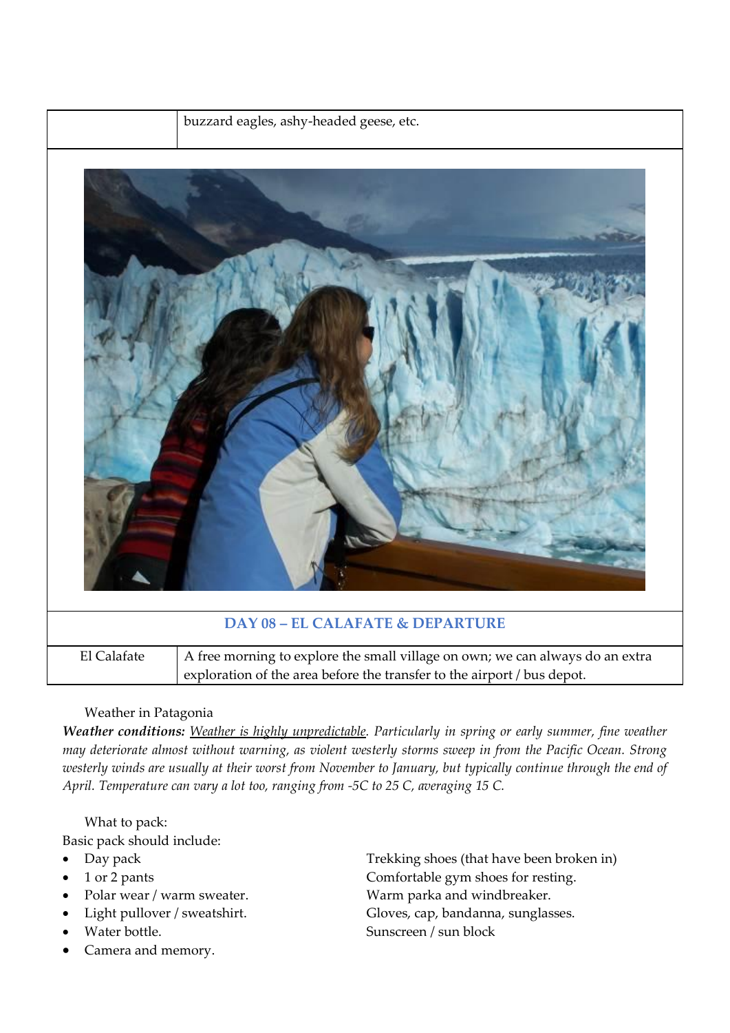| | |
|---|---|
| | buzzard eagles, ashy-headed geese, etc. |

## DAY 08 – EL CALAFATE & DEPARTURE

| | |
|---|---|
| El Calafate | A free morning to explore the small village on own; we can always do an extra exploration of the area before the transfer to the airport / bus depot. |

Weather in Patagonia

***Weather conditions:*** *Weather is highly unpredictable. Particularly in spring or early summer, fine weather may deteriorate almost without warning, as violent westerly storms sweep in from the Pacific Ocean. Strong westerly winds are usually at their worst from November to January, but typically continue through the end of April. Temperature can vary a lot too, ranging from -5C to 25 C, averaging 15 C.*

What to pack:

Basic pack should include:

- Day pack
- 1 or 2 pants
- Polar wear / warm sweater.
- Light pullover / sweatshirt.
- Water bottle.
- Camera and memory.

Trekking shoes (that have been broken in)
Comfortable gym shoes for resting.
Warm parka and windbreaker.
Gloves, cap, bandanna, sunglasses.
Sunscreen / sun block